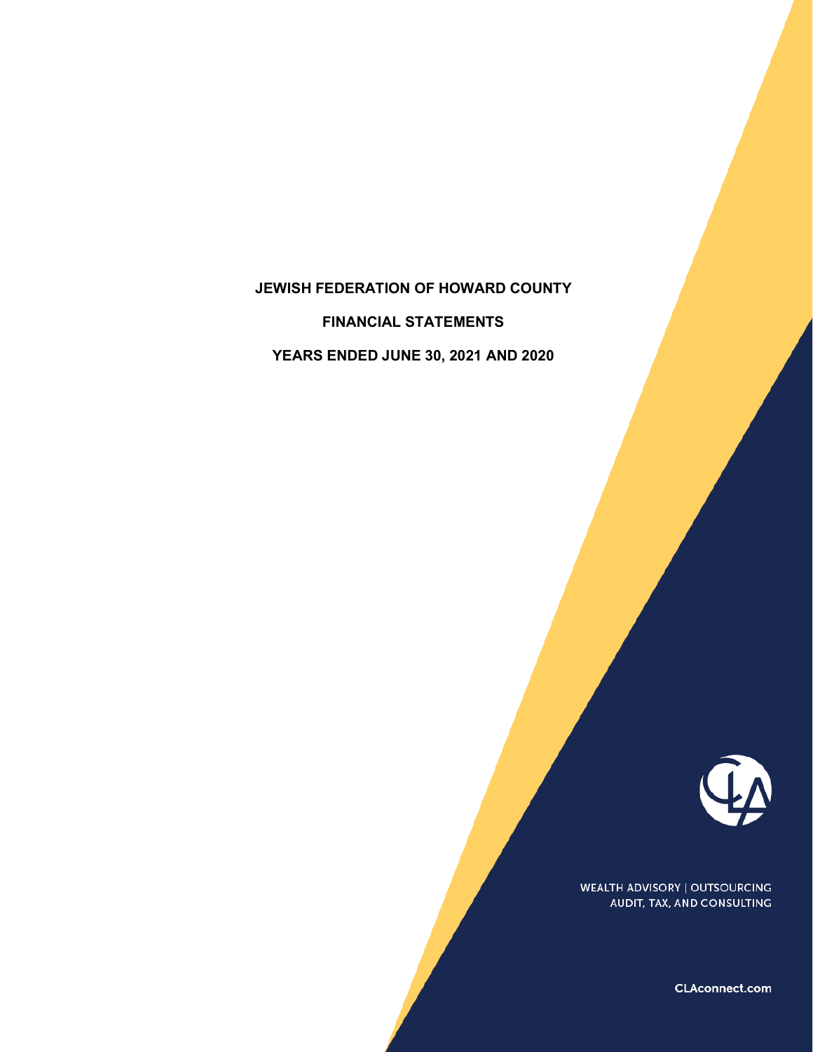# JEWISH FEDERATION OF HOWARD COUNTY

## FINANCIAL STATEMENTS

## YEARS ENDED JUNE 30, 2021 AND 2020

WEALTH ADVISORY | OUTSOURCING
AUDIT, TAX, AND CONSULTING

CLAconnect.com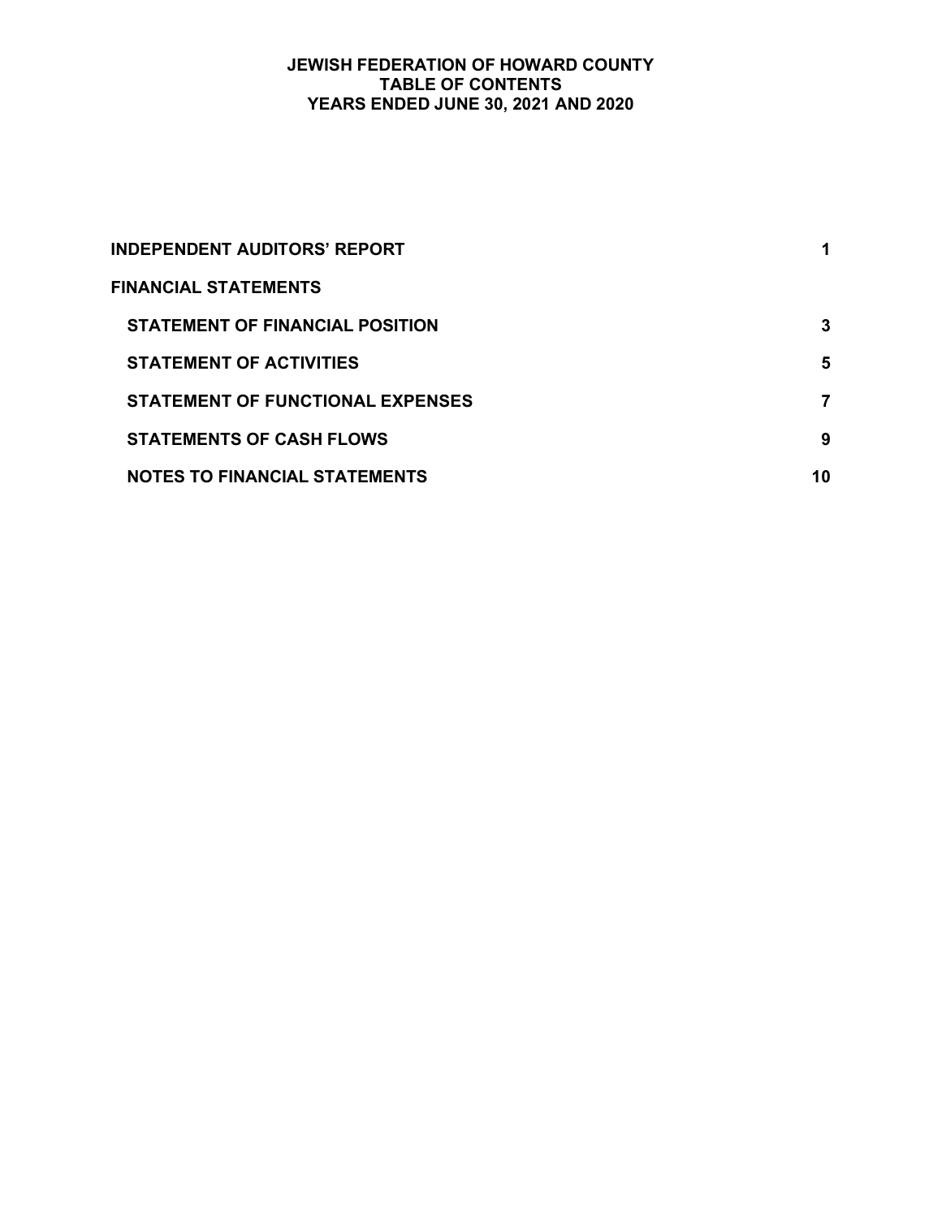# JEWISH FEDERATION OF HOWARD COUNTY
## TABLE OF CONTENTS
## YEARS ENDED JUNE 30, 2021 AND 2020

| | |
|---|---|
| **INDEPENDENT AUDITORS' REPORT** | **1** |
| **FINANCIAL STATEMENTS** | |
| **STATEMENT OF FINANCIAL POSITION** | **3** |
| **STATEMENT OF ACTIVITIES** | **5** |
| **STATEMENT OF FUNCTIONAL EXPENSES** | **7** |
| **STATEMENTS OF CASH FLOWS** | **9** |
| **NOTES TO FINANCIAL STATEMENTS** | **10** |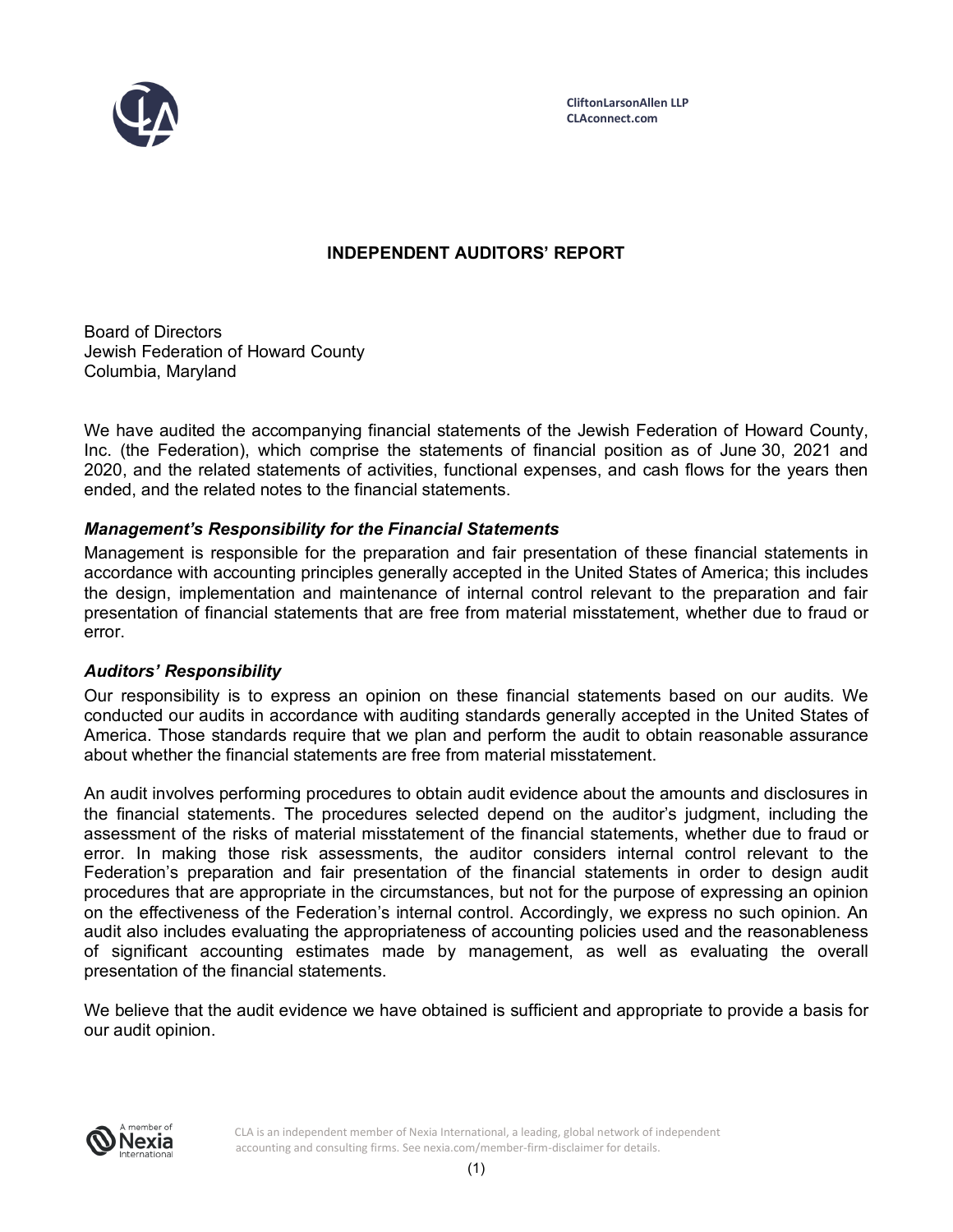CliftonLarsonAllen LLP
CLAconnect.com

# INDEPENDENT AUDITORS' REPORT

Board of Directors
Jewish Federation of Howard County
Columbia, Maryland

We have audited the accompanying financial statements of the Jewish Federation of Howard County, Inc. (the Federation), which comprise the statements of financial position as of June 30, 2021 and 2020, and the related statements of activities, functional expenses, and cash flows for the years then ended, and the related notes to the financial statements.

### *Management's Responsibility for the Financial Statements*

Management is responsible for the preparation and fair presentation of these financial statements in accordance with accounting principles generally accepted in the United States of America; this includes the design, implementation and maintenance of internal control relevant to the preparation and fair presentation of financial statements that are free from material misstatement, whether due to fraud or error.

### *Auditors' Responsibility*

Our responsibility is to express an opinion on these financial statements based on our audits. We conducted our audits in accordance with auditing standards generally accepted in the United States of America. Those standards require that we plan and perform the audit to obtain reasonable assurance about whether the financial statements are free from material misstatement.

An audit involves performing procedures to obtain audit evidence about the amounts and disclosures in the financial statements. The procedures selected depend on the auditor's judgment, including the assessment of the risks of material misstatement of the financial statements, whether due to fraud or error. In making those risk assessments, the auditor considers internal control relevant to the Federation's preparation and fair presentation of the financial statements in order to design audit procedures that are appropriate in the circumstances, but not for the purpose of expressing an opinion on the effectiveness of the Federation's internal control. Accordingly, we express no such opinion. An audit also includes evaluating the appropriateness of accounting policies used and the reasonableness of significant accounting estimates made by management, as well as evaluating the overall presentation of the financial statements.

We believe that the audit evidence we have obtained is sufficient and appropriate to provide a basis for our audit opinion.

CLA is an independent member of Nexia International, a leading, global network of independent accounting and consulting firms. See nexia.com/member-firm-disclaimer for details.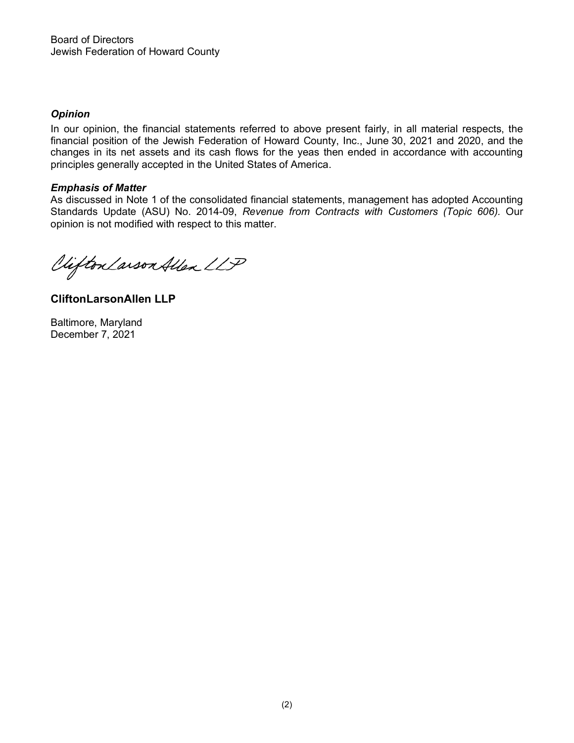Board of Directors
Jewish Federation of Howard County

***Opinion***

In our opinion, the financial statements referred to above present fairly, in all material respects, the financial position of the Jewish Federation of Howard County, Inc., June 30, 2021 and 2020, and the changes in its net assets and its cash flows for the yeas then ended in accordance with accounting principles generally accepted in the United States of America.

***Emphasis of Matter***

As discussed in Note 1 of the consolidated financial statements, management has adopted Accounting Standards Update (ASU) No. 2014-09, *Revenue from Contracts with Customers (Topic 606).* Our opinion is not modified with respect to this matter.

CliftonLarsonAllen LLP

**CliftonLarsonAllen LLP**

Baltimore, Maryland
December 7, 2021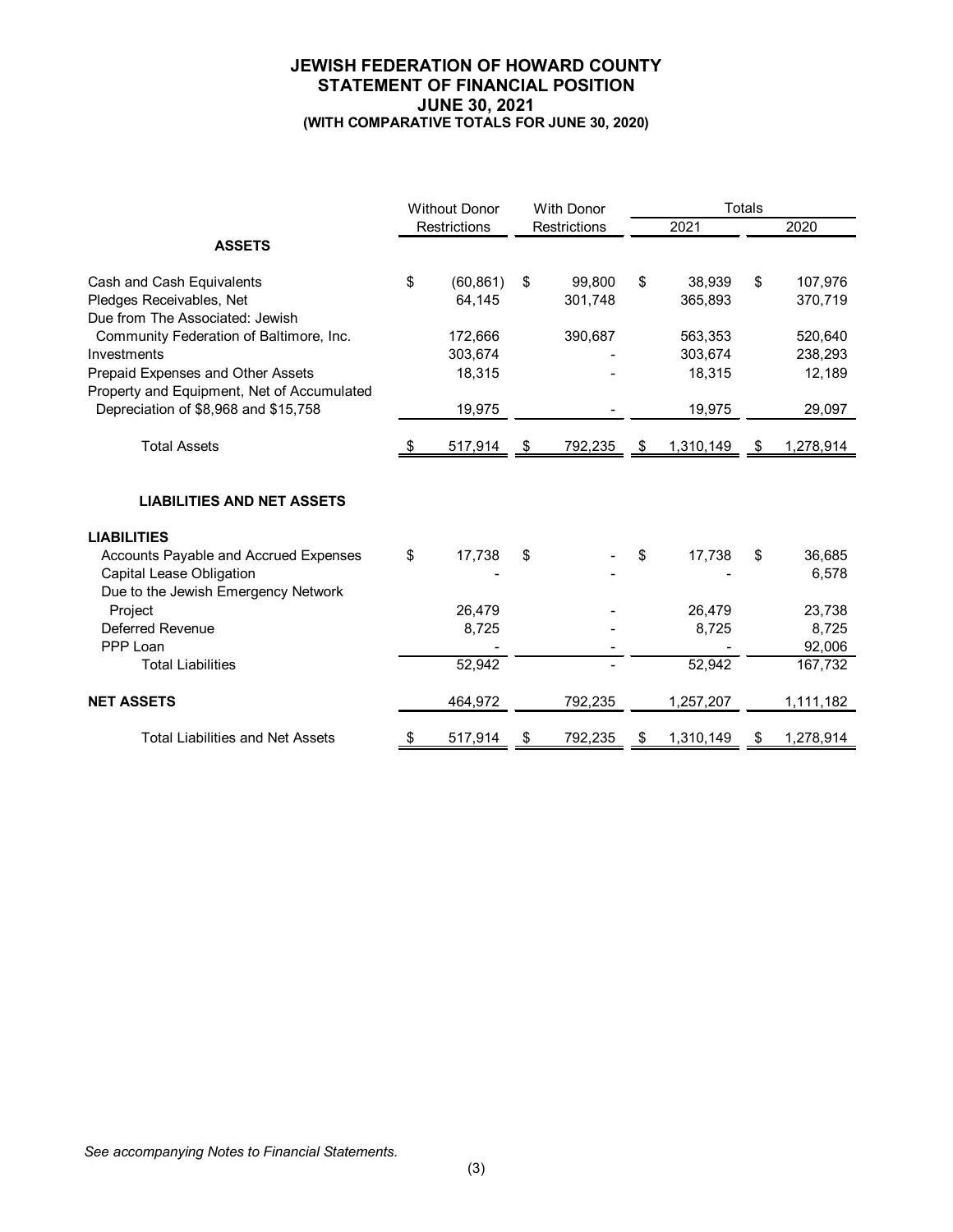# JEWISH FEDERATION OF HOWARD COUNTY
## STATEMENT OF FINANCIAL POSITION
### JUNE 30, 2021
#### (WITH COMPARATIVE TOTALS FOR JUNE 30, 2020)

| | Without Donor Restrictions | With Donor Restrictions | Totals 2021 | Totals 2020 |
|---|---|---|---|---|
| **ASSETS** | | | | |
| Cash and Cash Equivalents | $ (60,861) | $ 99,800 | $ 38,939 | $ 107,976 |
| Pledges Receivables, Net | 64,145 | 301,748 | 365,893 | 370,719 |
| Due from The Associated: Jewish Community Federation of Baltimore, Inc. | 172,666 | 390,687 | 563,353 | 520,640 |
| Investments | 303,674 | - | 303,674 | 238,293 |
| Prepaid Expenses and Other Assets | 18,315 | - | 18,315 | 12,189 |
| Property and Equipment, Net of Accumulated Depreciation of $8,968 and $15,758 | 19,975 | - | 19,975 | 29,097 |
| Total Assets | $ 517,914 | $ 792,235 | $ 1,310,149 | $ 1,278,914 |
| **LIABILITIES AND NET ASSETS** | | | | |
| **LIABILITIES** | | | | |
| Accounts Payable and Accrued Expenses | $ 17,738 | $ - | $ 17,738 | $ 36,685 |
| Capital Lease Obligation | - | - | - | 6,578 |
| Due to the Jewish Emergency Network Project | 26,479 | - | 26,479 | 23,738 |
| Deferred Revenue | 8,725 | - | 8,725 | 8,725 |
| PPP Loan | - | - | - | 92,006 |
| Total Liabilities | 52,942 | - | 52,942 | 167,732 |
| **NET ASSETS** | 464,972 | 792,235 | 1,257,207 | 1,111,182 |
| Total Liabilities and Net Assets | $ 517,914 | $ 792,235 | $ 1,310,149 | $ 1,278,914 |

*See accompanying Notes to Financial Statements.*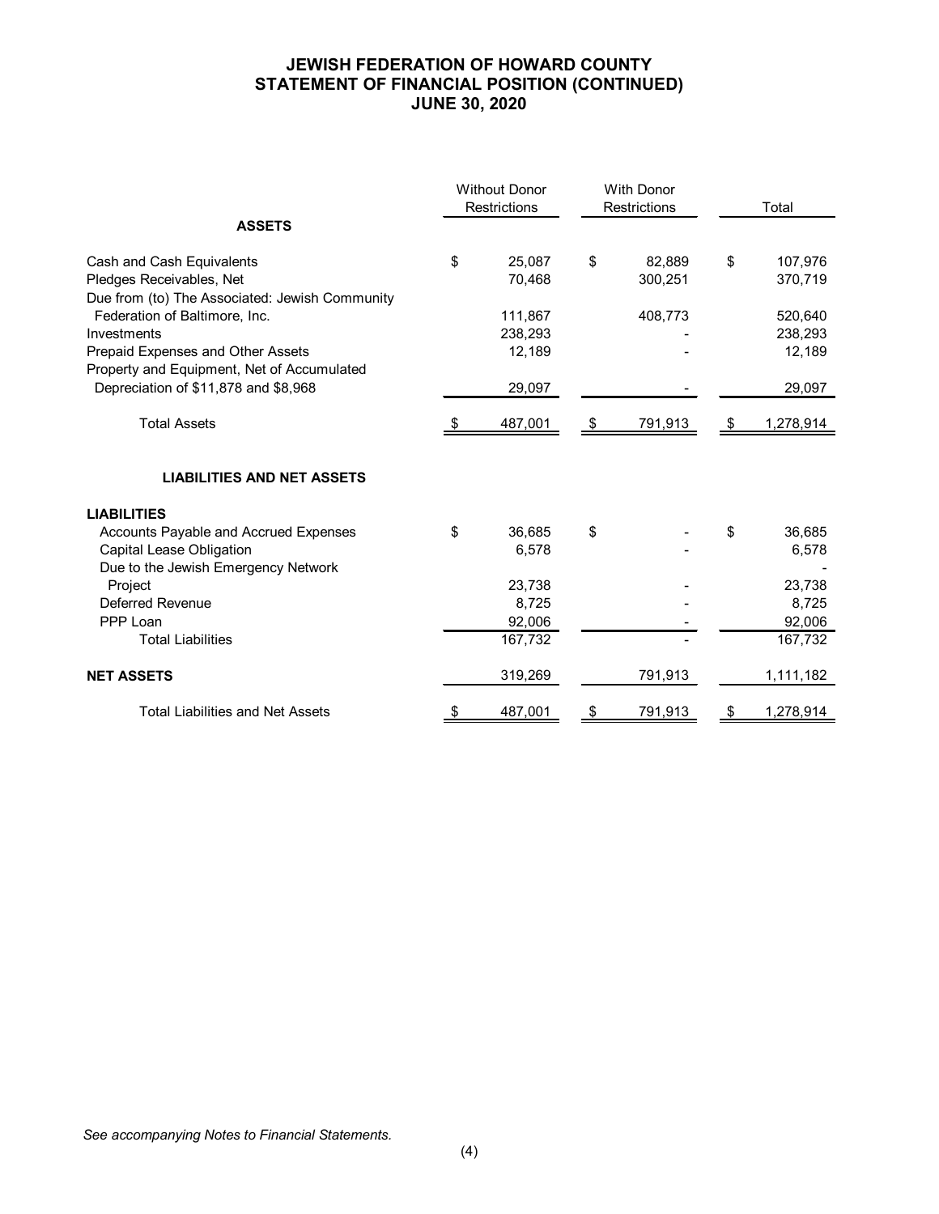# JEWISH FEDERATION OF HOWARD COUNTY
## STATEMENT OF FINANCIAL POSITION (CONTINUED)
## JUNE 30, 2020

| | Without Donor Restrictions | With Donor Restrictions | Total |
|---|---|---|---|
| **ASSETS** | | | |
| Cash and Cash Equivalents | $ 25,087 | $ 82,889 | $ 107,976 |
| Pledges Receivables, Net | 70,468 | 300,251 | 370,719 |
| Due from (to) The Associated: Jewish Community Federation of Baltimore, Inc. | 111,867 | 408,773 | 520,640 |
| Investments | 238,293 | - | 238,293 |
| Prepaid Expenses and Other Assets | 12,189 | - | 12,189 |
| Property and Equipment, Net of Accumulated Depreciation of $11,878 and $8,968 | 29,097 | - | 29,097 |
| Total Assets | $ 487,001 | $ 791,913 | $ 1,278,914 |
| **LIABILITIES AND NET ASSETS** | | | |
| **LIABILITIES** | | | |
| Accounts Payable and Accrued Expenses | $ 36,685 | $ - | $ 36,685 |
| Capital Lease Obligation | 6,578 | - | 6,578 |
| Due to the Jewish Emergency Network Project | 23,738 | - | 23,738 |
| Deferred Revenue | 8,725 | - | 8,725 |
| PPP Loan | 92,006 | - | 92,006 |
| Total Liabilities | 167,732 | - | 167,732 |
| **NET ASSETS** | 319,269 | 791,913 | 1,111,182 |
| Total Liabilities and Net Assets | $ 487,001 | $ 791,913 | $ 1,278,914 |

*See accompanying Notes to Financial Statements.*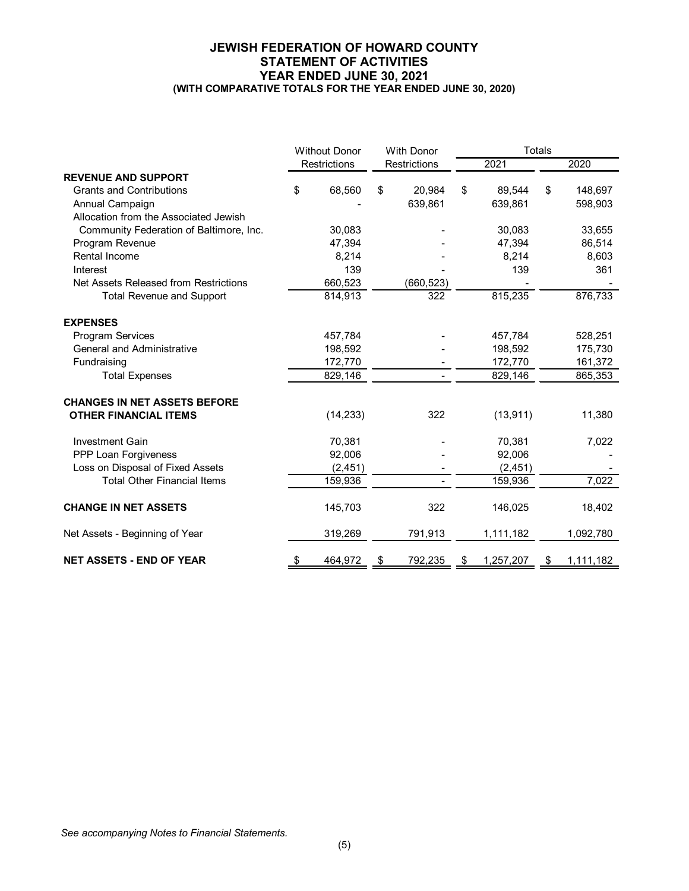# JEWISH FEDERATION OF HOWARD COUNTY
## STATEMENT OF ACTIVITIES
## YEAR ENDED JUNE 30, 2021
### (WITH COMPARATIVE TOTALS FOR THE YEAR ENDED JUNE 30, 2020)

| | Without Donor Restrictions | With Donor Restrictions | Totals 2021 | Totals 2020 |
|---|---|---|---|---|
| **REVENUE AND SUPPORT** | | | | |
| Grants and Contributions | $ 68,560 | $ 20,984 | $ 89,544 | $ 148,697 |
| Annual Campaign | - | 639,861 | 639,861 | 598,903 |
| Allocation from the Associated Jewish Community Federation of Baltimore, Inc. | 30,083 | - | 30,083 | 33,655 |
| Program Revenue | 47,394 | - | 47,394 | 86,514 |
| Rental Income | 8,214 | - | 8,214 | 8,603 |
| Interest | 139 | - | 139 | 361 |
| Net Assets Released from Restrictions | 660,523 | (660,523) | - | - |
| Total Revenue and Support | 814,913 | 322 | 815,235 | 876,733 |
| **EXPENSES** | | | | |
| Program Services | 457,784 | - | 457,784 | 528,251 |
| General and Administrative | 198,592 | - | 198,592 | 175,730 |
| Fundraising | 172,770 | - | 172,770 | 161,372 |
| Total Expenses | 829,146 | - | 829,146 | 865,353 |
| **CHANGES IN NET ASSETS BEFORE OTHER FINANCIAL ITEMS** | (14,233) | 322 | (13,911) | 11,380 |
| Investment Gain | 70,381 | - | 70,381 | 7,022 |
| PPP Loan Forgiveness | 92,006 | - | 92,006 | - |
| Loss on Disposal of Fixed Assets | (2,451) | - | (2,451) | - |
| Total Other Financial Items | 159,936 | - | 159,936 | 7,022 |
| **CHANGE IN NET ASSETS** | 145,703 | 322 | 146,025 | 18,402 |
| Net Assets - Beginning of Year | 319,269 | 791,913 | 1,111,182 | 1,092,780 |
| **NET ASSETS - END OF YEAR** | $ 464,972 | $ 792,235 | $ 1,257,207 | $ 1,111,182 |

*See accompanying Notes to Financial Statements.*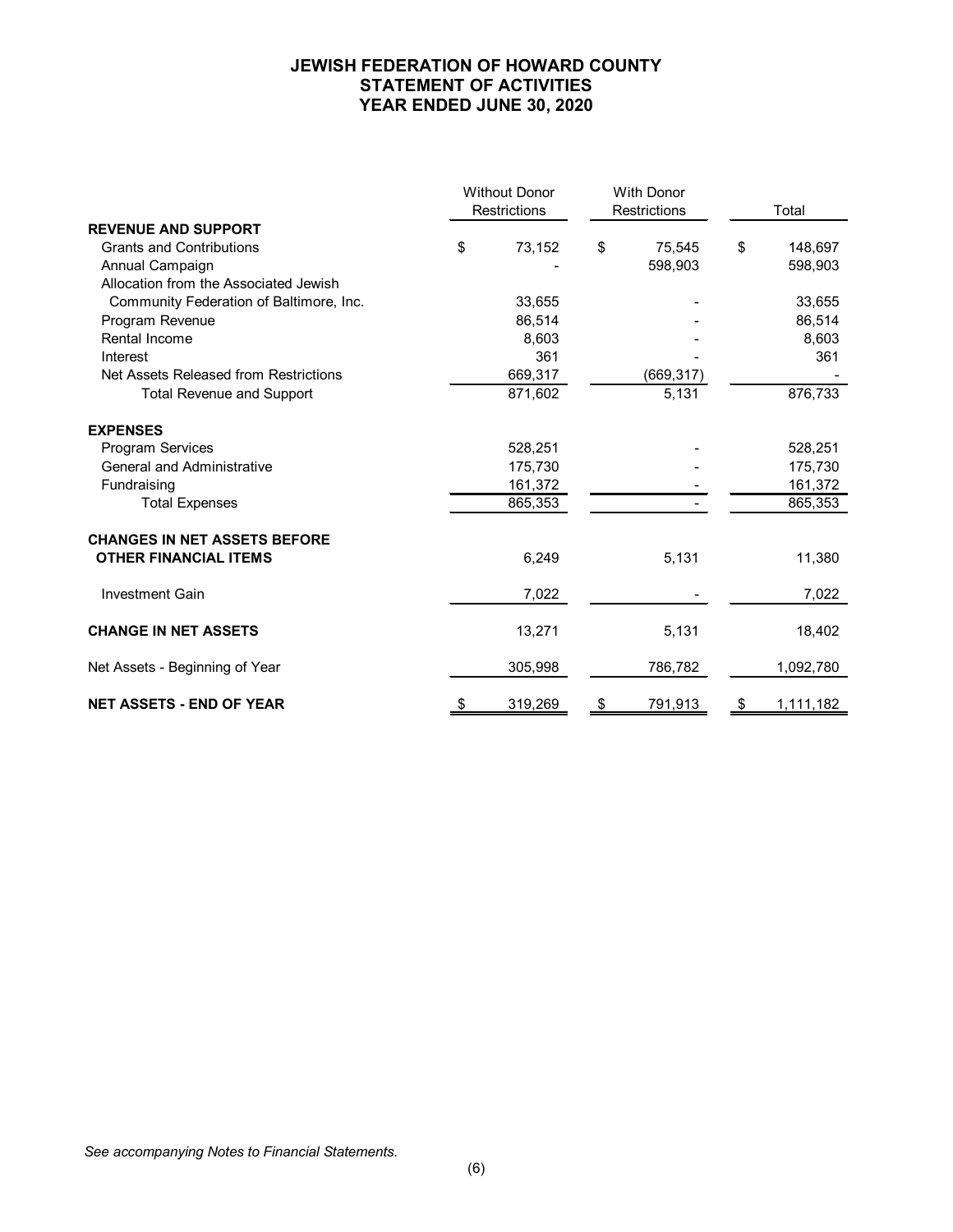# JEWISH FEDERATION OF HOWARD COUNTY
## STATEMENT OF ACTIVITIES
## YEAR ENDED JUNE 30, 2020

| | Without Donor Restrictions | With Donor Restrictions | Total |
|---|---|---|---|
| **REVENUE AND SUPPORT** | | | |
| Grants and Contributions | $ 73,152 | $ 75,545 | $ 148,697 |
| Annual Campaign | - | 598,903 | 598,903 |
| Allocation from the Associated Jewish Community Federation of Baltimore, Inc. | 33,655 | - | 33,655 |
| Program Revenue | 86,514 | - | 86,514 |
| Rental Income | 8,603 | - | 8,603 |
| Interest | 361 | - | 361 |
| Net Assets Released from Restrictions | 669,317 | (669,317) | - |
| Total Revenue and Support | 871,602 | 5,131 | 876,733 |
| **EXPENSES** | | | |
| Program Services | 528,251 | - | 528,251 |
| General and Administrative | 175,730 | - | 175,730 |
| Fundraising | 161,372 | - | 161,372 |
| Total Expenses | 865,353 | - | 865,353 |
| **CHANGES IN NET ASSETS BEFORE OTHER FINANCIAL ITEMS** | 6,249 | 5,131 | 11,380 |
| Investment Gain | 7,022 | - | 7,022 |
| **CHANGE IN NET ASSETS** | 13,271 | 5,131 | 18,402 |
| Net Assets - Beginning of Year | 305,998 | 786,782 | 1,092,780 |
| **NET ASSETS - END OF YEAR** | $ 319,269 | $ 791,913 | $ 1,111,182 |

*See accompanying Notes to Financial Statements.*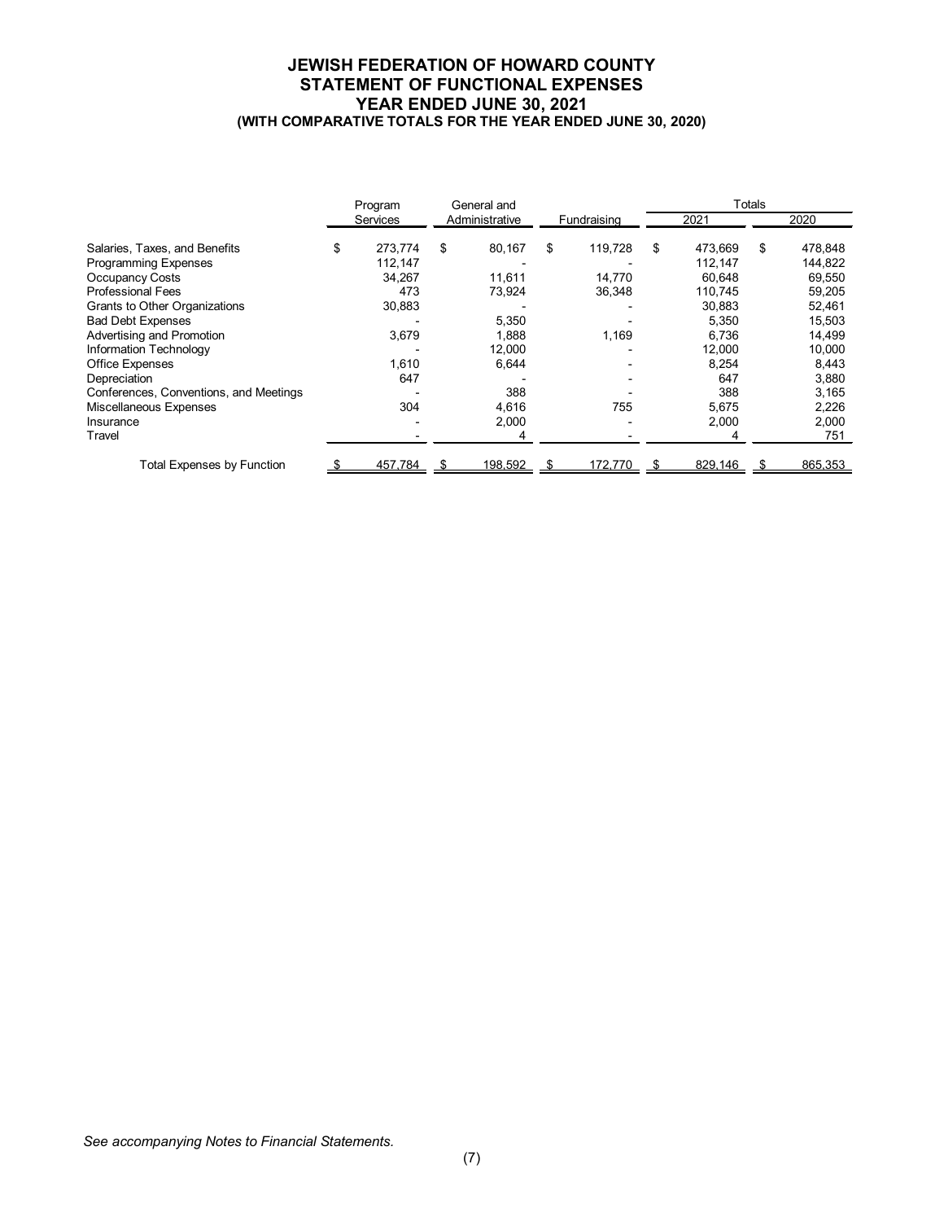# JEWISH FEDERATION OF HOWARD COUNTY
## STATEMENT OF FUNCTIONAL EXPENSES
## YEAR ENDED JUNE 30, 2021
### (WITH COMPARATIVE TOTALS FOR THE YEAR ENDED JUNE 30, 2020)

| | Program Services | General and Administrative | Fundraising | Totals 2021 | Totals 2020 |
|---|---|---|---|---|---|
| Salaries, Taxes, and Benefits | $ 273,774 | $ 80,167 | $ 119,728 | $ 473,669 | $ 478,848 |
| Programming Expenses | 112,147 | - | - | 112,147 | 144,822 |
| Occupancy Costs | 34,267 | 11,611 | 14,770 | 60,648 | 69,550 |
| Professional Fees | 473 | 73,924 | 36,348 | 110,745 | 59,205 |
| Grants to Other Organizations | 30,883 | - | - | 30,883 | 52,461 |
| Bad Debt Expenses | - | 5,350 | - | 5,350 | 15,503 |
| Advertising and Promotion | 3,679 | 1,888 | 1,169 | 6,736 | 14,499 |
| Information Technology | - | 12,000 | - | 12,000 | 10,000 |
| Office Expenses | 1,610 | 6,644 | - | 8,254 | 8,443 |
| Depreciation | 647 | - | - | 647 | 3,880 |
| Conferences, Conventions, and Meetings | - | 388 | - | 388 | 3,165 |
| Miscellaneous Expenses | 304 | 4,616 | 755 | 5,675 | 2,226 |
| Insurance | - | 2,000 | - | 2,000 | 2,000 |
| Travel | - | 4 | - | 4 | 751 |
| Total Expenses by Function | $ 457,784 | $ 198,592 | $ 172,770 | $ 829,146 | $ 865,353 |

*See accompanying Notes to Financial Statements.*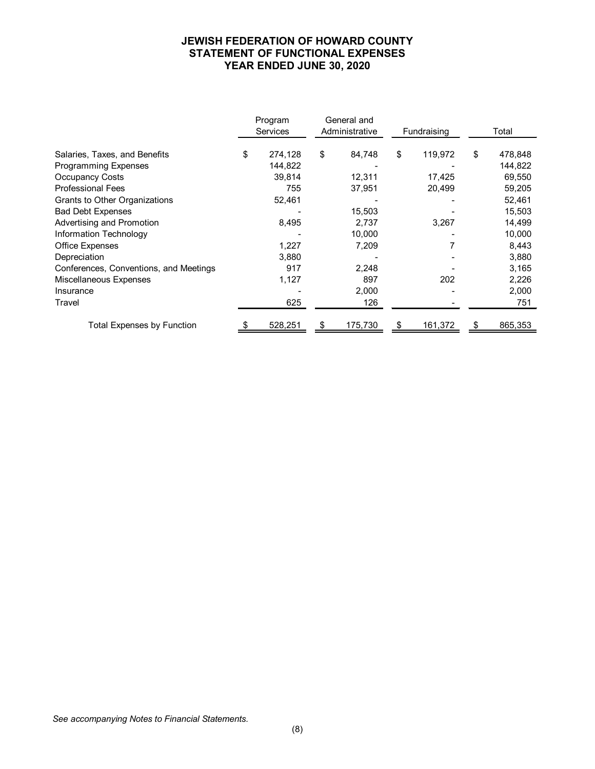# JEWISH FEDERATION OF HOWARD COUNTY
## STATEMENT OF FUNCTIONAL EXPENSES
## YEAR ENDED JUNE 30, 2020

| | Program Services | General and Administrative | Fundraising | Total |
|---|---|---|---|---|
| Salaries, Taxes, and Benefits | $ 274,128 | $ 84,748 | $ 119,972 | $ 478,848 |
| Programming Expenses | 144,822 | - | - | 144,822 |
| Occupancy Costs | 39,814 | 12,311 | 17,425 | 69,550 |
| Professional Fees | 755 | 37,951 | 20,499 | 59,205 |
| Grants to Other Organizations | 52,461 | - | - | 52,461 |
| Bad Debt Expenses | - | 15,503 | - | 15,503 |
| Advertising and Promotion | 8,495 | 2,737 | 3,267 | 14,499 |
| Information Technology | - | 10,000 | - | 10,000 |
| Office Expenses | 1,227 | 7,209 | 7 | 8,443 |
| Depreciation | 3,880 | - | - | 3,880 |
| Conferences, Conventions, and Meetings | 917 | 2,248 | - | 3,165 |
| Miscellaneous Expenses | 1,127 | 897 | 202 | 2,226 |
| Insurance | - | 2,000 | - | 2,000 |
| Travel | 625 | 126 | - | 751 |
| Total Expenses by Function | $ 528,251 | $ 175,730 | $ 161,372 | $ 865,353 |

*See accompanying Notes to Financial Statements.*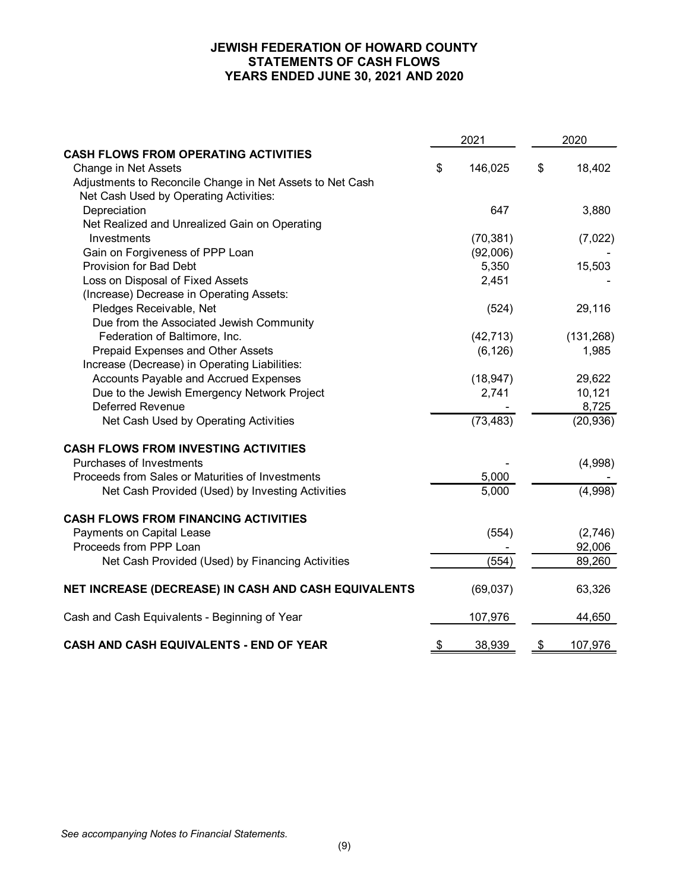# JEWISH FEDERATION OF HOWARD COUNTY
## STATEMENTS OF CASH FLOWS
## YEARS ENDED JUNE 30, 2021 AND 2020

| | 2021 | 2020 |
|---|---|---|
| **CASH FLOWS FROM OPERATING ACTIVITIES** | | |
| Change in Net Assets | $ 146,025 | $ 18,402 |
| Adjustments to Reconcile Change in Net Assets to Net Cash Net Cash Used by Operating Activities: | | |
| Depreciation | 647 | 3,880 |
| Net Realized and Unrealized Gain on Operating Investments | (70,381) | (7,022) |
| Gain on Forgiveness of PPP Loan | (92,006) | - |
| Provision for Bad Debt | 5,350 | 15,503 |
| Loss on Disposal of Fixed Assets | 2,451 | - |
| (Increase) Decrease in Operating Assets: | | |
| Pledges Receivable, Net | (524) | 29,116 |
| Due from the Associated Jewish Community Federation of Baltimore, Inc. | (42,713) | (131,268) |
| Prepaid Expenses and Other Assets | (6,126) | 1,985 |
| Increase (Decrease) in Operating Liabilities: | | |
| Accounts Payable and Accrued Expenses | (18,947) | 29,622 |
| Due to the Jewish Emergency Network Project | 2,741 | 10,121 |
| Deferred Revenue | - | 8,725 |
| Net Cash Used by Operating Activities | (73,483) | (20,936) |
| **CASH FLOWS FROM INVESTING ACTIVITIES** | | |
| Purchases of Investments | - | (4,998) |
| Proceeds from Sales or Maturities of Investments | 5,000 | - |
| Net Cash Provided (Used) by Investing Activities | 5,000 | (4,998) |
| **CASH FLOWS FROM FINANCING ACTIVITIES** | | |
| Payments on Capital Lease | (554) | (2,746) |
| Proceeds from PPP Loan | - | 92,006 |
| Net Cash Provided (Used) by Financing Activities | (554) | 89,260 |
| **NET INCREASE (DECREASE) IN CASH AND CASH EQUIVALENTS** | (69,037) | 63,326 |
| Cash and Cash Equivalents - Beginning of Year | 107,976 | 44,650 |
| **CASH AND CASH EQUIVALENTS - END OF YEAR** | $ 38,939 | $ 107,976 |

*See accompanying Notes to Financial Statements.*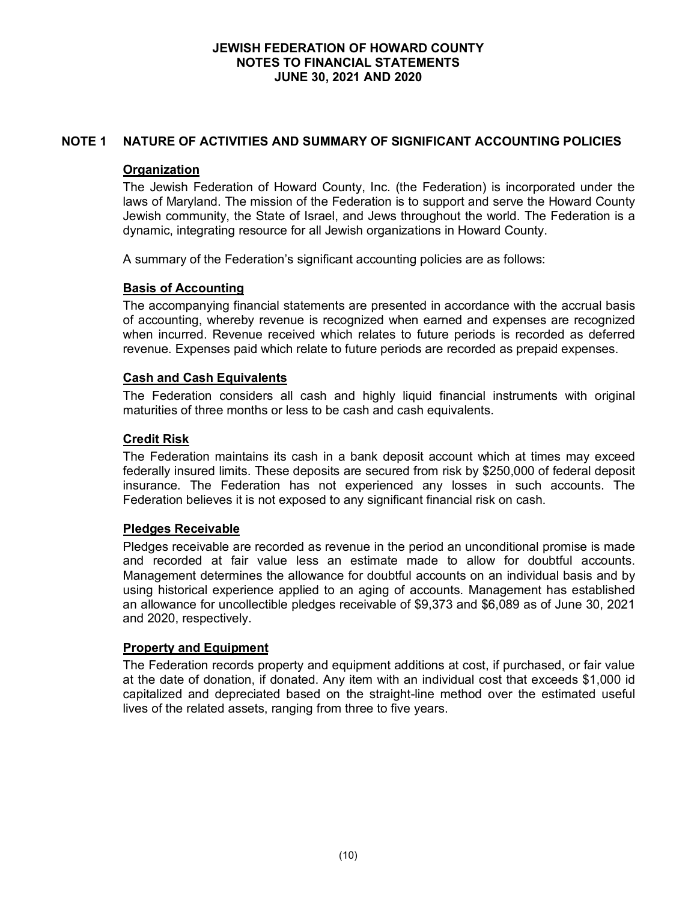# JEWISH FEDERATION OF HOWARD COUNTY
## NOTES TO FINANCIAL STATEMENTS
## JUNE 30, 2021 AND 2020

## NOTE 1 NATURE OF ACTIVITIES AND SUMMARY OF SIGNIFICANT ACCOUNTING POLICIES

### Organization

The Jewish Federation of Howard County, Inc. (the Federation) is incorporated under the laws of Maryland. The mission of the Federation is to support and serve the Howard County Jewish community, the State of Israel, and Jews throughout the world. The Federation is a dynamic, integrating resource for all Jewish organizations in Howard County.

A summary of the Federation's significant accounting policies are as follows:

### Basis of Accounting

The accompanying financial statements are presented in accordance with the accrual basis of accounting, whereby revenue is recognized when earned and expenses are recognized when incurred. Revenue received which relates to future periods is recorded as deferred revenue. Expenses paid which relate to future periods are recorded as prepaid expenses.

### Cash and Cash Equivalents

The Federation considers all cash and highly liquid financial instruments with original maturities of three months or less to be cash and cash equivalents.

### Credit Risk

The Federation maintains its cash in a bank deposit account which at times may exceed federally insured limits. These deposits are secured from risk by $250,000 of federal deposit insurance. The Federation has not experienced any losses in such accounts. The Federation believes it is not exposed to any significant financial risk on cash.

### Pledges Receivable

Pledges receivable are recorded as revenue in the period an unconditional promise is made and recorded at fair value less an estimate made to allow for doubtful accounts. Management determines the allowance for doubtful accounts on an individual basis and by using historical experience applied to an aging of accounts. Management has established an allowance for uncollectible pledges receivable of $9,373 and $6,089 as of June 30, 2021 and 2020, respectively.

### Property and Equipment

The Federation records property and equipment additions at cost, if purchased, or fair value at the date of donation, if donated. Any item with an individual cost that exceeds $1,000 id capitalized and depreciated based on the straight-line method over the estimated useful lives of the related assets, ranging from three to five years.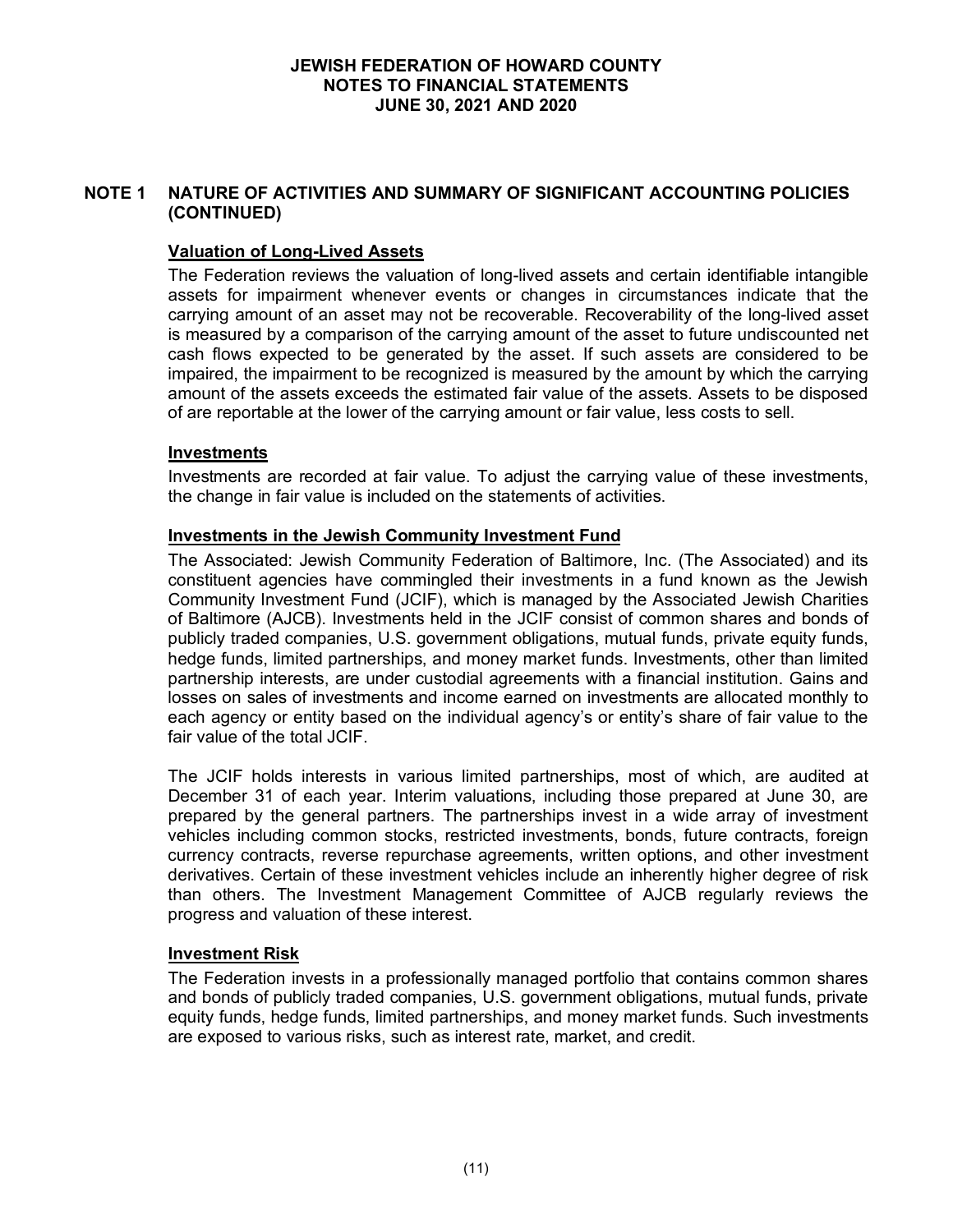## NOTE 1 NATURE OF ACTIVITIES AND SUMMARY OF SIGNIFICANT ACCOUNTING POLICIES (CONTINUED)

**Valuation of Long-Lived Assets**

The Federation reviews the valuation of long-lived assets and certain identifiable intangible assets for impairment whenever events or changes in circumstances indicate that the carrying amount of an asset may not be recoverable. Recoverability of the long-lived asset is measured by a comparison of the carrying amount of the asset to future undiscounted net cash flows expected to be generated by the asset. If such assets are considered to be impaired, the impairment to be recognized is measured by the amount by which the carrying amount of the assets exceeds the estimated fair value of the assets. Assets to be disposed of are reportable at the lower of the carrying amount or fair value, less costs to sell.

**Investments**

Investments are recorded at fair value. To adjust the carrying value of these investments, the change in fair value is included on the statements of activities.

**Investments in the Jewish Community Investment Fund**

The Associated: Jewish Community Federation of Baltimore, Inc. (The Associated) and its constituent agencies have commingled their investments in a fund known as the Jewish Community Investment Fund (JCIF), which is managed by the Associated Jewish Charities of Baltimore (AJCB). Investments held in the JCIF consist of common shares and bonds of publicly traded companies, U.S. government obligations, mutual funds, private equity funds, hedge funds, limited partnerships, and money market funds. Investments, other than limited partnership interests, are under custodial agreements with a financial institution. Gains and losses on sales of investments and income earned on investments are allocated monthly to each agency or entity based on the individual agency's or entity's share of fair value to the fair value of the total JCIF.

The JCIF holds interests in various limited partnerships, most of which, are audited at December 31 of each year. Interim valuations, including those prepared at June 30, are prepared by the general partners. The partnerships invest in a wide array of investment vehicles including common stocks, restricted investments, bonds, future contracts, foreign currency contracts, reverse repurchase agreements, written options, and other investment derivatives. Certain of these investment vehicles include an inherently higher degree of risk than others. The Investment Management Committee of AJCB regularly reviews the progress and valuation of these interest.

**Investment Risk**

The Federation invests in a professionally managed portfolio that contains common shares and bonds of publicly traded companies, U.S. government obligations, mutual funds, private equity funds, hedge funds, limited partnerships, and money market funds. Such investments are exposed to various risks, such as interest rate, market, and credit.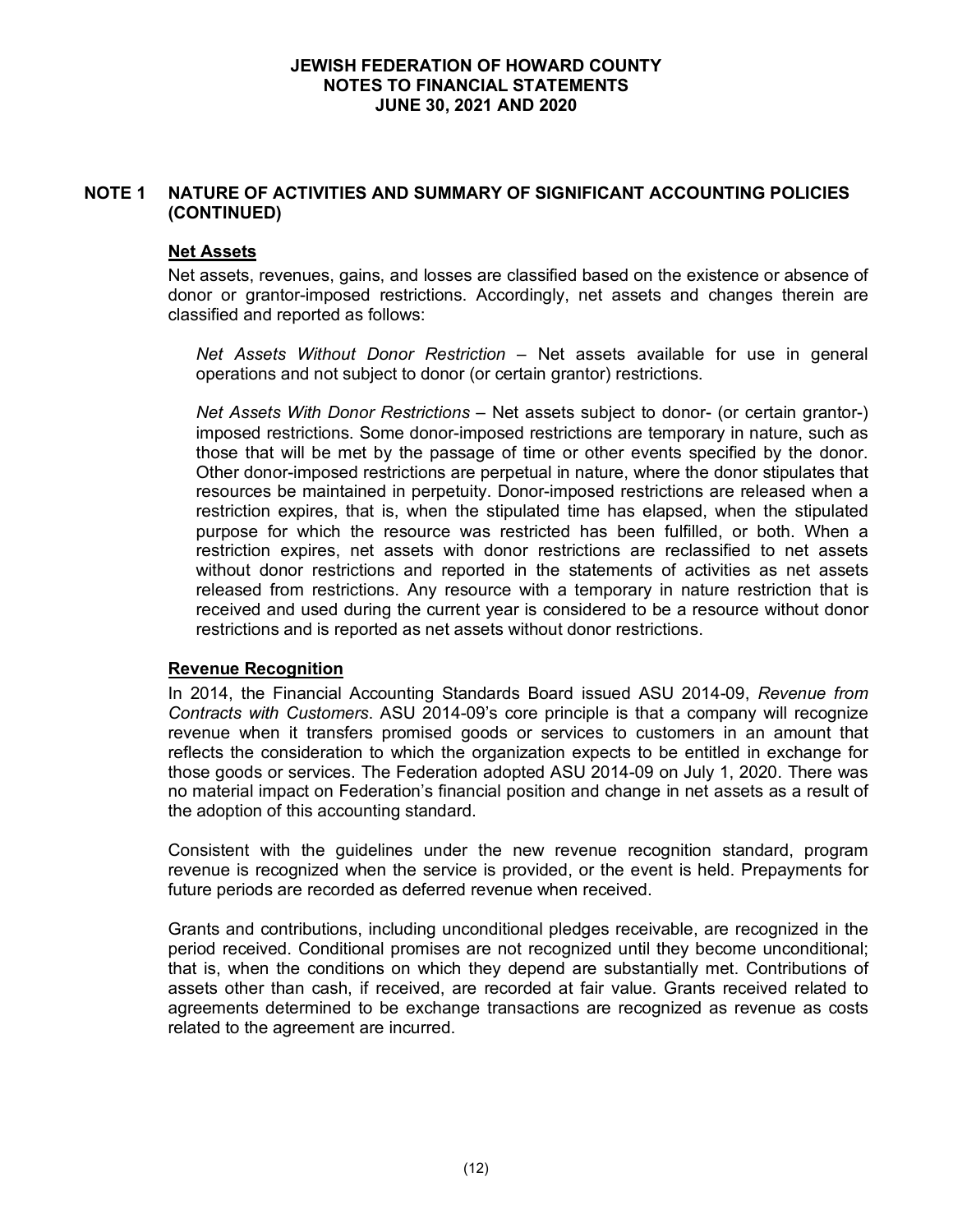## NOTE 1 NATURE OF ACTIVITIES AND SUMMARY OF SIGNIFICANT ACCOUNTING POLICIES (CONTINUED)

### Net Assets

Net assets, revenues, gains, and losses are classified based on the existence or absence of donor or grantor-imposed restrictions. Accordingly, net assets and changes therein are classified and reported as follows:

*Net Assets Without Donor Restriction* – Net assets available for use in general operations and not subject to donor (or certain grantor) restrictions.

*Net Assets With Donor Restrictions* – Net assets subject to donor- (or certain grantor-) imposed restrictions. Some donor-imposed restrictions are temporary in nature, such as those that will be met by the passage of time or other events specified by the donor. Other donor-imposed restrictions are perpetual in nature, where the donor stipulates that resources be maintained in perpetuity. Donor-imposed restrictions are released when a restriction expires, that is, when the stipulated time has elapsed, when the stipulated purpose for which the resource was restricted has been fulfilled, or both. When a restriction expires, net assets with donor restrictions are reclassified to net assets without donor restrictions and reported in the statements of activities as net assets released from restrictions. Any resource with a temporary in nature restriction that is received and used during the current year is considered to be a resource without donor restrictions and is reported as net assets without donor restrictions.

### Revenue Recognition

In 2014, the Financial Accounting Standards Board issued ASU 2014-09, *Revenue from Contracts with Customers*. ASU 2014-09's core principle is that a company will recognize revenue when it transfers promised goods or services to customers in an amount that reflects the consideration to which the organization expects to be entitled in exchange for those goods or services. The Federation adopted ASU 2014-09 on July 1, 2020. There was no material impact on Federation's financial position and change in net assets as a result of the adoption of this accounting standard.

Consistent with the guidelines under the new revenue recognition standard, program revenue is recognized when the service is provided, or the event is held. Prepayments for future periods are recorded as deferred revenue when received.

Grants and contributions, including unconditional pledges receivable, are recognized in the period received. Conditional promises are not recognized until they become unconditional; that is, when the conditions on which they depend are substantially met. Contributions of assets other than cash, if received, are recorded at fair value. Grants received related to agreements determined to be exchange transactions are recognized as revenue as costs related to the agreement are incurred.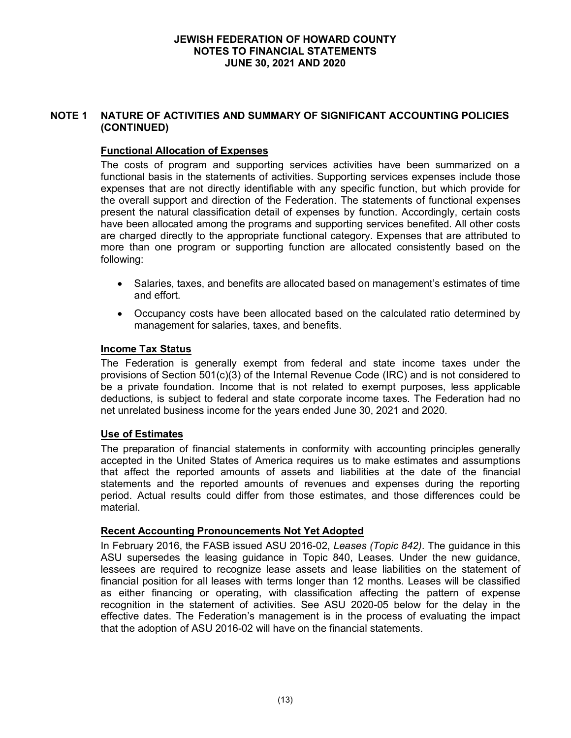## NOTE 1 NATURE OF ACTIVITIES AND SUMMARY OF SIGNIFICANT ACCOUNTING POLICIES (CONTINUED)

### Functional Allocation of Expenses

The costs of program and supporting services activities have been summarized on a functional basis in the statements of activities. Supporting services expenses include those expenses that are not directly identifiable with any specific function, but which provide for the overall support and direction of the Federation. The statements of functional expenses present the natural classification detail of expenses by function. Accordingly, certain costs have been allocated among the programs and supporting services benefited. All other costs are charged directly to the appropriate functional category. Expenses that are attributed to more than one program or supporting function are allocated consistently based on the following:

- Salaries, taxes, and benefits are allocated based on management's estimates of time and effort.
- Occupancy costs have been allocated based on the calculated ratio determined by management for salaries, taxes, and benefits.

### Income Tax Status

The Federation is generally exempt from federal and state income taxes under the provisions of Section 501(c)(3) of the Internal Revenue Code (IRC) and is not considered to be a private foundation. Income that is not related to exempt purposes, less applicable deductions, is subject to federal and state corporate income taxes. The Federation had no net unrelated business income for the years ended June 30, 2021 and 2020.

### Use of Estimates

The preparation of financial statements in conformity with accounting principles generally accepted in the United States of America requires us to make estimates and assumptions that affect the reported amounts of assets and liabilities at the date of the financial statements and the reported amounts of revenues and expenses during the reporting period. Actual results could differ from those estimates, and those differences could be material.

### Recent Accounting Pronouncements Not Yet Adopted

In February 2016, the FASB issued ASU 2016-02, *Leases (Topic 842)*. The guidance in this ASU supersedes the leasing guidance in Topic 840, Leases. Under the new guidance, lessees are required to recognize lease assets and lease liabilities on the statement of financial position for all leases with terms longer than 12 months. Leases will be classified as either financing or operating, with classification affecting the pattern of expense recognition in the statement of activities. See ASU 2020-05 below for the delay in the effective dates. The Federation's management is in the process of evaluating the impact that the adoption of ASU 2016-02 will have on the financial statements.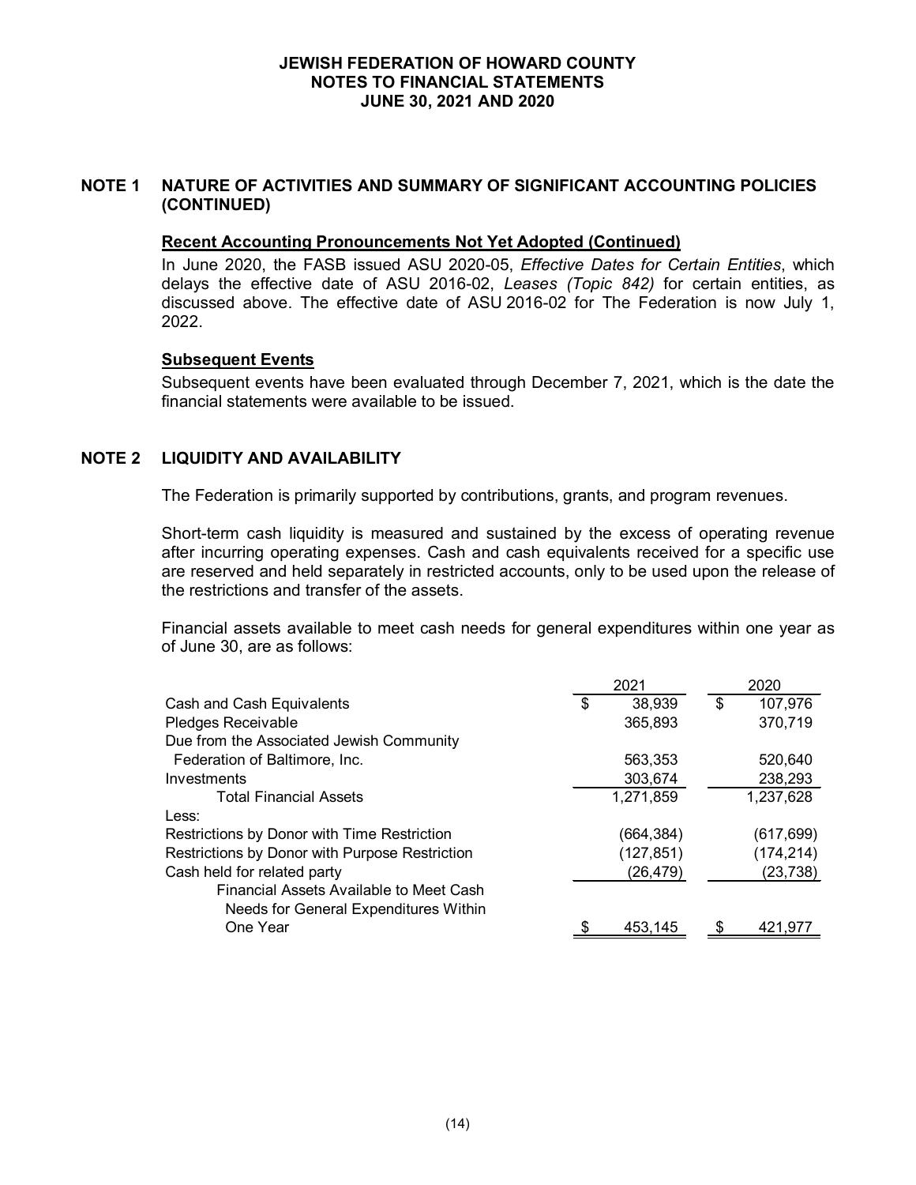# JEWISH FEDERATION OF HOWARD COUNTY
## NOTES TO FINANCIAL STATEMENTS
## JUNE 30, 2021 AND 2020

## NOTE 1 NATURE OF ACTIVITIES AND SUMMARY OF SIGNIFICANT ACCOUNTING POLICIES (CONTINUED)

### Recent Accounting Pronouncements Not Yet Adopted (Continued)

In June 2020, the FASB issued ASU 2020-05, *Effective Dates for Certain Entities*, which delays the effective date of ASU 2016-02, *Leases (Topic 842)* for certain entities, as discussed above. The effective date of ASU 2016-02 for The Federation is now July 1, 2022.

### Subsequent Events

Subsequent events have been evaluated through December 7, 2021, which is the date the financial statements were available to be issued.

## NOTE 2 LIQUIDITY AND AVAILABILITY

The Federation is primarily supported by contributions, grants, and program revenues.

Short-term cash liquidity is measured and sustained by the excess of operating revenue after incurring operating expenses. Cash and cash equivalents received for a specific use are reserved and held separately in restricted accounts, only to be used upon the release of the restrictions and transfer of the assets.

Financial assets available to meet cash needs for general expenditures within one year as of June 30, are as follows:

| | 2021 | 2020 |
|---|---|---|
| Cash and Cash Equivalents | $ 38,939 | $ 107,976 |
| Pledges Receivable | 365,893 | 370,719 |
| Due from the Associated Jewish Community Federation of Baltimore, Inc. | 563,353 | 520,640 |
| Investments | 303,674 | 238,293 |
| Total Financial Assets | 1,271,859 | 1,237,628 |
| Less: | | |
| Restrictions by Donor with Time Restriction | (664,384) | (617,699) |
| Restrictions by Donor with Purpose Restriction | (127,851) | (174,214) |
| Cash held for related party | (26,479) | (23,738) |
| Financial Assets Available to Meet Cash Needs for General Expenditures Within One Year | $ 453,145 | $ 421,977 |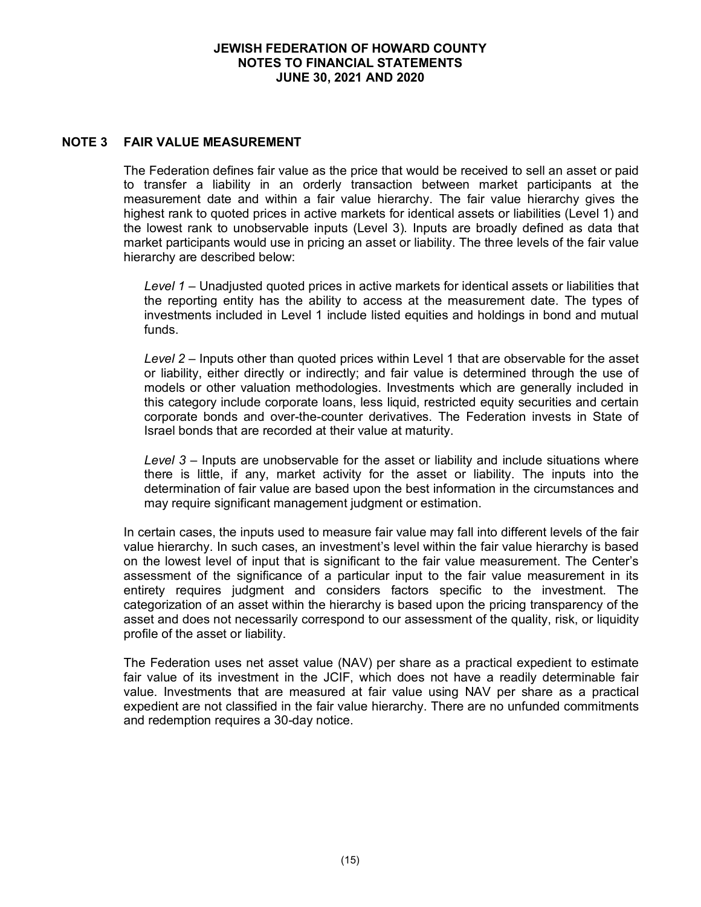## NOTE 3 FAIR VALUE MEASUREMENT

The Federation defines fair value as the price that would be received to sell an asset or paid to transfer a liability in an orderly transaction between market participants at the measurement date and within a fair value hierarchy. The fair value hierarchy gives the highest rank to quoted prices in active markets for identical assets or liabilities (Level 1) and the lowest rank to unobservable inputs (Level 3). Inputs are broadly defined as data that market participants would use in pricing an asset or liability. The three levels of the fair value hierarchy are described below:

*Level 1* – Unadjusted quoted prices in active markets for identical assets or liabilities that the reporting entity has the ability to access at the measurement date. The types of investments included in Level 1 include listed equities and holdings in bond and mutual funds.

*Level 2* – Inputs other than quoted prices within Level 1 that are observable for the asset or liability, either directly or indirectly; and fair value is determined through the use of models or other valuation methodologies. Investments which are generally included in this category include corporate loans, less liquid, restricted equity securities and certain corporate bonds and over-the-counter derivatives. The Federation invests in State of Israel bonds that are recorded at their value at maturity.

*Level 3* – Inputs are unobservable for the asset or liability and include situations where there is little, if any, market activity for the asset or liability. The inputs into the determination of fair value are based upon the best information in the circumstances and may require significant management judgment or estimation.

In certain cases, the inputs used to measure fair value may fall into different levels of the fair value hierarchy. In such cases, an investment's level within the fair value hierarchy is based on the lowest level of input that is significant to the fair value measurement. The Center's assessment of the significance of a particular input to the fair value measurement in its entirety requires judgment and considers factors specific to the investment. The categorization of an asset within the hierarchy is based upon the pricing transparency of the asset and does not necessarily correspond to our assessment of the quality, risk, or liquidity profile of the asset or liability.

The Federation uses net asset value (NAV) per share as a practical expedient to estimate fair value of its investment in the JCIF, which does not have a readily determinable fair value. Investments that are measured at fair value using NAV per share as a practical expedient are not classified in the fair value hierarchy. There are no unfunded commitments and redemption requires a 30-day notice.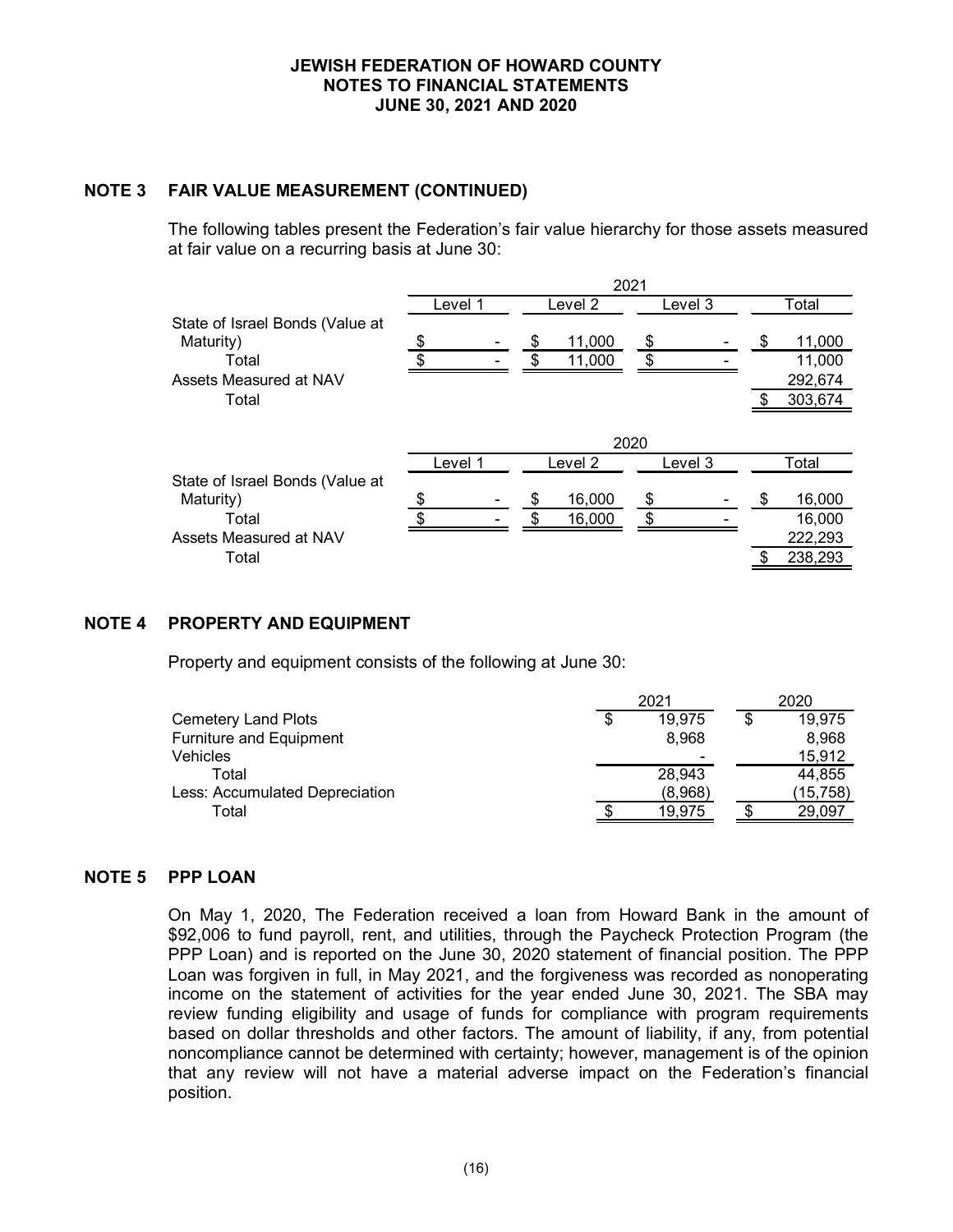## NOTE 3 FAIR VALUE MEASUREMENT (CONTINUED)

The following tables present the Federation's fair value hierarchy for those assets measured at fair value on a recurring basis at June 30:

| | 2021 | | | |
|---|---|---|---|---|
| | Level 1 | Level 2 | Level 3 | Total |
| State of Israel Bonds (Value at Maturity) | $ - | $ 11,000 | $ - | $ 11,000 |
| Total | $ - | $ 11,000 | $ - | 11,000 |
| Assets Measured at NAV | | | | 292,674 |
| Total | | | | $ 303,674 |

| | 2020 | | | |
|---|---|---|---|---|
| | Level 1 | Level 2 | Level 3 | Total |
| State of Israel Bonds (Value at Maturity) | $ - | $ 16,000 | $ - | $ 16,000 |
| Total | $ - | $ 16,000 | $ - | 16,000 |
| Assets Measured at NAV | | | | 222,293 |
| Total | | | | $ 238,293 |

## NOTE 4 PROPERTY AND EQUIPMENT

Property and equipment consists of the following at June 30:

| | 2021 | 2020 |
|---|---|---|
| Cemetery Land Plots | $ 19,975 | $ 19,975 |
| Furniture and Equipment | 8,968 | 8,968 |
| Vehicles | - | 15,912 |
| Total | 28,943 | 44,855 |
| Less: Accumulated Depreciation | (8,968) | (15,758) |
| Total | $ 19,975 | $ 29,097 |

## NOTE 5 PPP LOAN

On May 1, 2020, The Federation received a loan from Howard Bank in the amount of $92,006 to fund payroll, rent, and utilities, through the Paycheck Protection Program (the PPP Loan) and is reported on the June 30, 2020 statement of financial position. The PPP Loan was forgiven in full, in May 2021, and the forgiveness was recorded as nonoperating income on the statement of activities for the year ended June 30, 2021. The SBA may review funding eligibility and usage of funds for compliance with program requirements based on dollar thresholds and other factors. The amount of liability, if any, from potential noncompliance cannot be determined with certainty; however, management is of the opinion that any review will not have a material adverse impact on the Federation's financial position.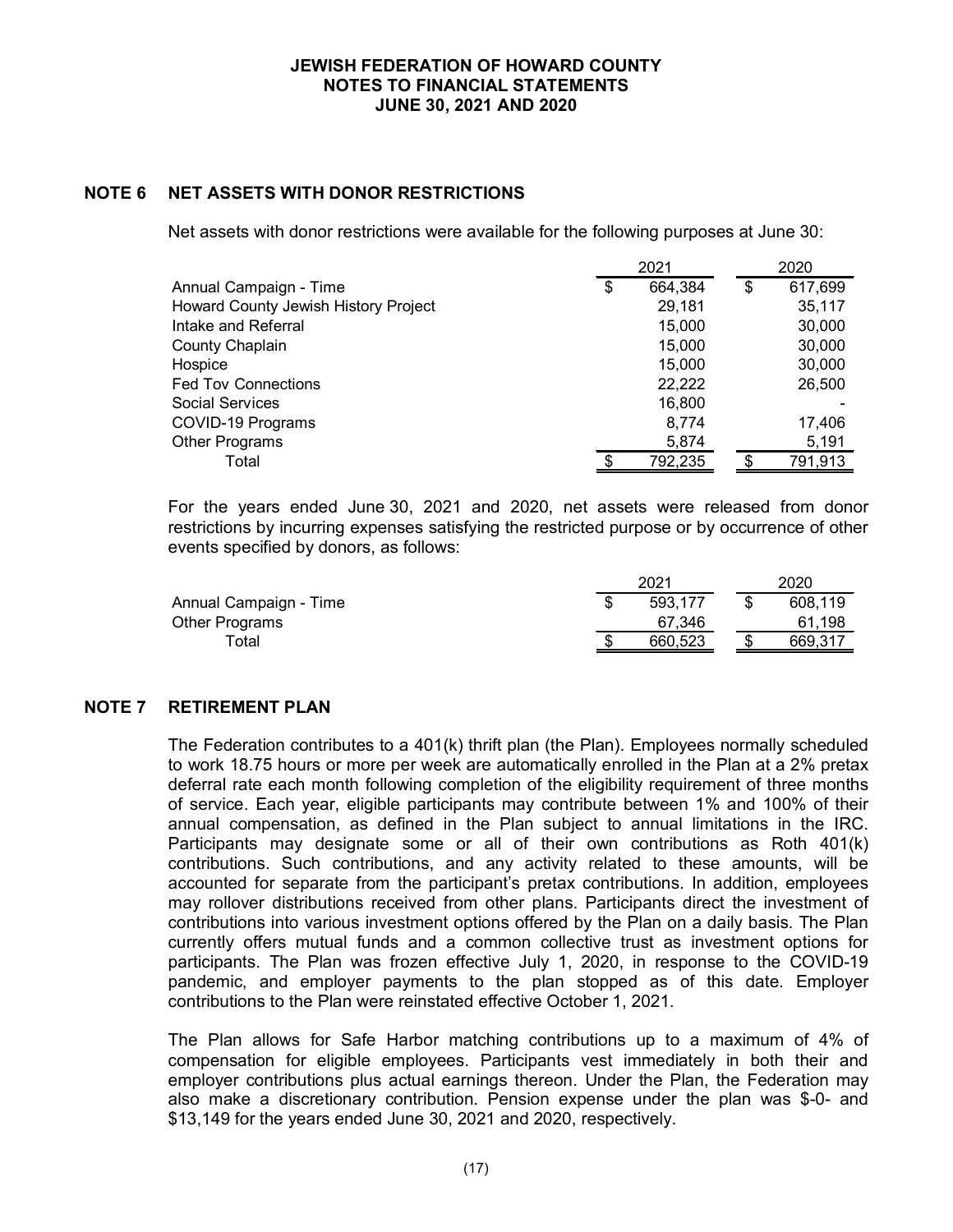## NOTE 6 NET ASSETS WITH DONOR RESTRICTIONS

Net assets with donor restrictions were available for the following purposes at June 30:

| | 2021 | 2020 |
|---|---|---|
| Annual Campaign - Time | $ 664,384 | $ 617,699 |
| Howard County Jewish History Project | 29,181 | 35,117 |
| Intake and Referral | 15,000 | 30,000 |
| County Chaplain | 15,000 | 30,000 |
| Hospice | 15,000 | 30,000 |
| Fed Tov Connections | 22,222 | 26,500 |
| Social Services | 16,800 | - |
| COVID-19 Programs | 8,774 | 17,406 |
| Other Programs | 5,874 | 5,191 |
| Total | $ 792,235 | $ 791,913 |

For the years ended June 30, 2021 and 2020, net assets were released from donor restrictions by incurring expenses satisfying the restricted purpose or by occurrence of other events specified by donors, as follows:

| | 2021 | 2020 |
|---|---|---|
| Annual Campaign - Time | $ 593,177 | $ 608,119 |
| Other Programs | 67,346 | 61,198 |
| Total | $ 660,523 | $ 669,317 |

## NOTE 7 RETIREMENT PLAN

The Federation contributes to a 401(k) thrift plan (the Plan). Employees normally scheduled to work 18.75 hours or more per week are automatically enrolled in the Plan at a 2% pretax deferral rate each month following completion of the eligibility requirement of three months of service. Each year, eligible participants may contribute between 1% and 100% of their annual compensation, as defined in the Plan subject to annual limitations in the IRC. Participants may designate some or all of their own contributions as Roth 401(k) contributions. Such contributions, and any activity related to these amounts, will be accounted for separate from the participant's pretax contributions. In addition, employees may rollover distributions received from other plans. Participants direct the investment of contributions into various investment options offered by the Plan on a daily basis. The Plan currently offers mutual funds and a common collective trust as investment options for participants. The Plan was frozen effective July 1, 2020, in response to the COVID-19 pandemic, and employer payments to the plan stopped as of this date. Employer contributions to the Plan were reinstated effective October 1, 2021.

The Plan allows for Safe Harbor matching contributions up to a maximum of 4% of compensation for eligible employees. Participants vest immediately in both their and employer contributions plus actual earnings thereon. Under the Plan, the Federation may also make a discretionary contribution. Pension expense under the plan was $-0- and $13,149 for the years ended June 30, 2021 and 2020, respectively.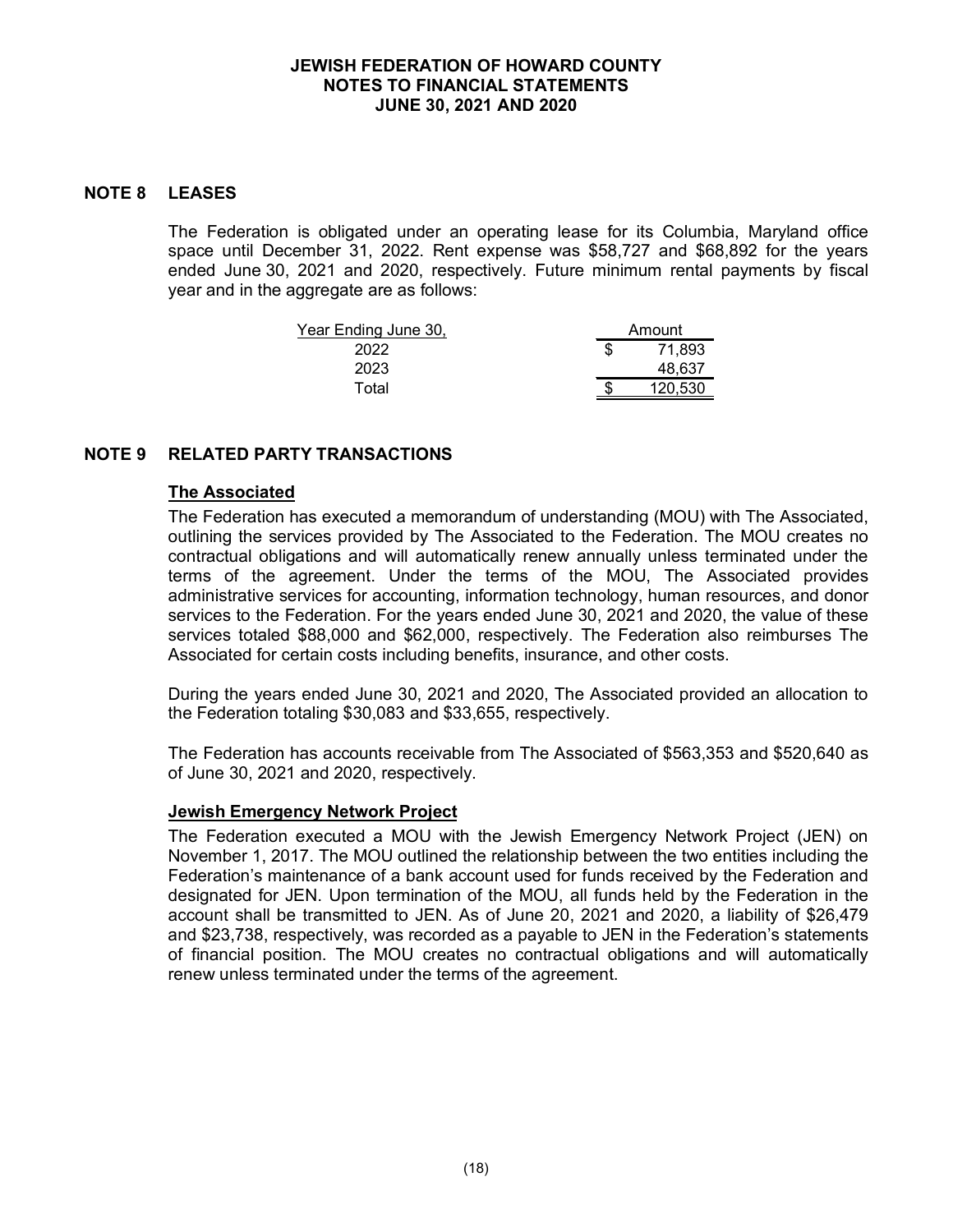## NOTE 8 LEASES

The Federation is obligated under an operating lease for its Columbia, Maryland office space until December 31, 2022. Rent expense was $58,727 and $68,892 for the years ended June 30, 2021 and 2020, respectively. Future minimum rental payments by fiscal year and in the aggregate are as follows:

| Year Ending June 30, | Amount |
|---|---|
| 2022 | $ 71,893 |
| 2023 | 48,637 |
| Total | $ 120,530 |

## NOTE 9 RELATED PARTY TRANSACTIONS

**The Associated**

The Federation has executed a memorandum of understanding (MOU) with The Associated, outlining the services provided by The Associated to the Federation. The MOU creates no contractual obligations and will automatically renew annually unless terminated under the terms of the agreement. Under the terms of the MOU, The Associated provides administrative services for accounting, information technology, human resources, and donor services to the Federation. For the years ended June 30, 2021 and 2020, the value of these services totaled $88,000 and $62,000, respectively. The Federation also reimburses The Associated for certain costs including benefits, insurance, and other costs.

During the years ended June 30, 2021 and 2020, The Associated provided an allocation to the Federation totaling $30,083 and $33,655, respectively.

The Federation has accounts receivable from The Associated of $563,353 and $520,640 as of June 30, 2021 and 2020, respectively.

**Jewish Emergency Network Project**

The Federation executed a MOU with the Jewish Emergency Network Project (JEN) on November 1, 2017. The MOU outlined the relationship between the two entities including the Federation's maintenance of a bank account used for funds received by the Federation and designated for JEN. Upon termination of the MOU, all funds held by the Federation in the account shall be transmitted to JEN. As of June 20, 2021 and 2020, a liability of $26,479 and $23,738, respectively, was recorded as a payable to JEN in the Federation's statements of financial position. The MOU creates no contractual obligations and will automatically renew unless terminated under the terms of the agreement.